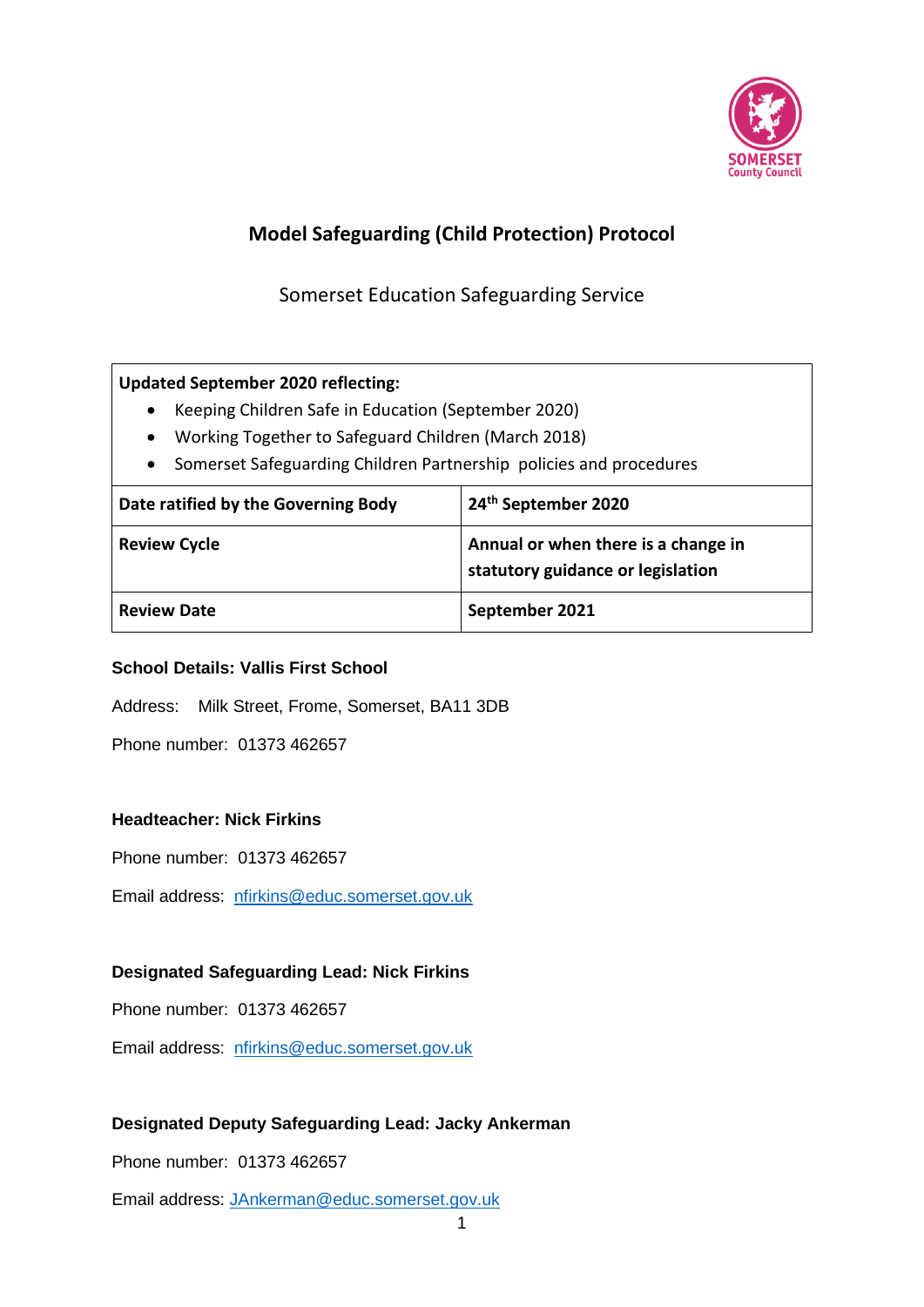# Model Safeguarding (Child Protection) Protocol

Somerset Education Safeguarding Service

| **Updated September 2020 reflecting:**<br>• Keeping Children Safe in Education (September 2020)<br>• Working Together to Safeguard Children (March 2018)<br>• Somerset Safeguarding Children Partnership policies and procedures | |
|---|---|
| **Date ratified by the Governing Body** | **24th September 2020** |
| **Review Cycle** | **Annual or when there is a change in statutory guidance or legislation** |
| **Review Date** | **September 2021** |

**School Details: Vallis First School**

Address: Milk Street, Frome, Somerset, BA11 3DB

Phone number: 01373 462657

**Headteacher: Nick Firkins**

Phone number: 01373 462657

Email address: nfirkins@educ.somerset.gov.uk

**Designated Safeguarding Lead: Nick Firkins**

Phone number: 01373 462657

Email address: nfirkins@educ.somerset.gov.uk

**Designated Deputy Safeguarding Lead: Jacky Ankerman**

Phone number: 01373 462657

Email address: JAnkerman@educ.somerset.gov.uk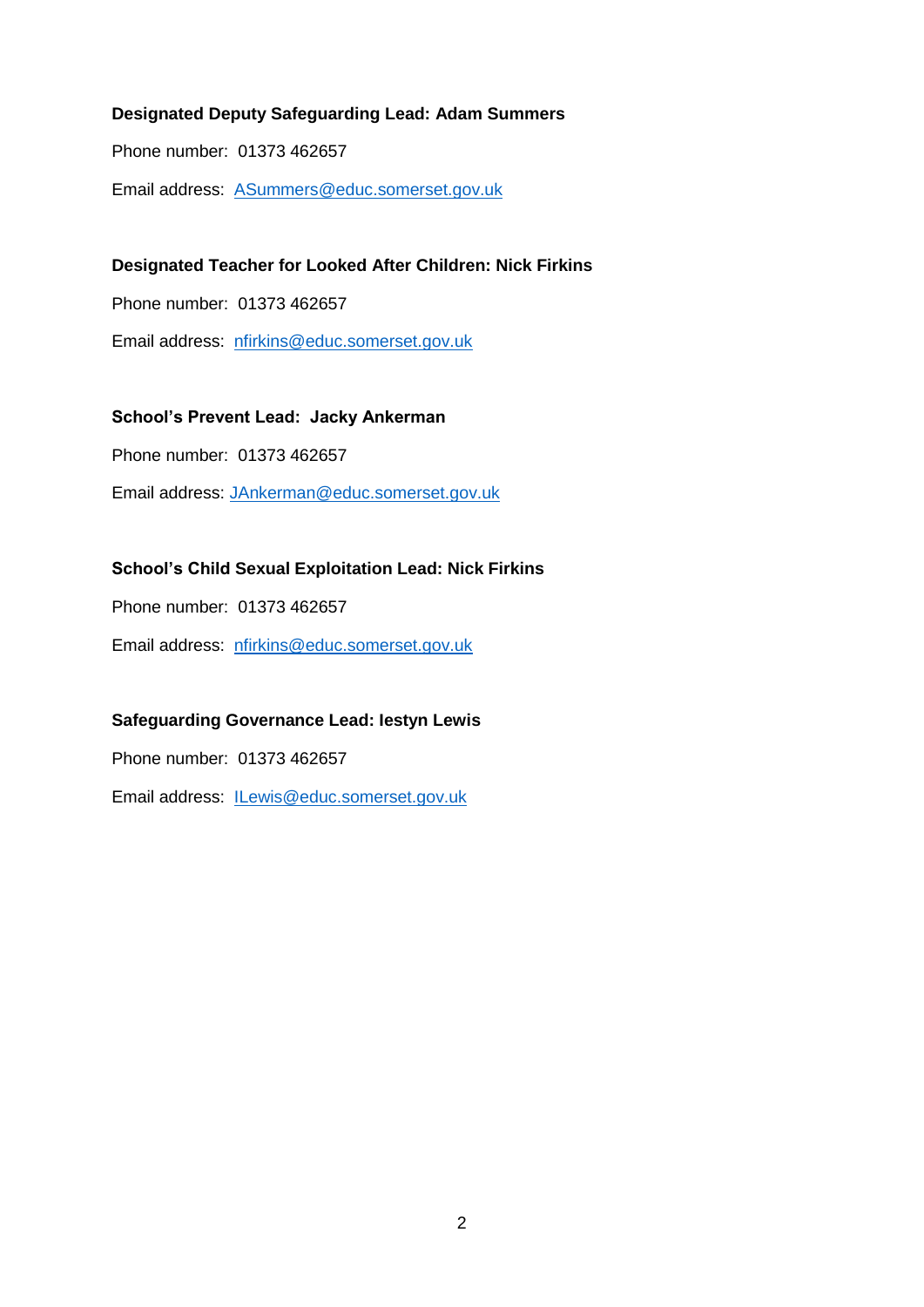**Designated Deputy Safeguarding Lead: Adam Summers**

Phone number: 01373 462657

Email address: ASummers@educ.somerset.gov.uk

**Designated Teacher for Looked After Children: Nick Firkins**

Phone number: 01373 462657

Email address: nfirkins@educ.somerset.gov.uk

**School's Prevent Lead: Jacky Ankerman**

Phone number: 01373 462657

Email address: JAnkerman@educ.somerset.gov.uk

**School's Child Sexual Exploitation Lead: Nick Firkins**

Phone number: 01373 462657

Email address: nfirkins@educ.somerset.gov.uk

**Safeguarding Governance Lead: Iestyn Lewis**

Phone number: 01373 462657

Email address: ILewis@educ.somerset.gov.uk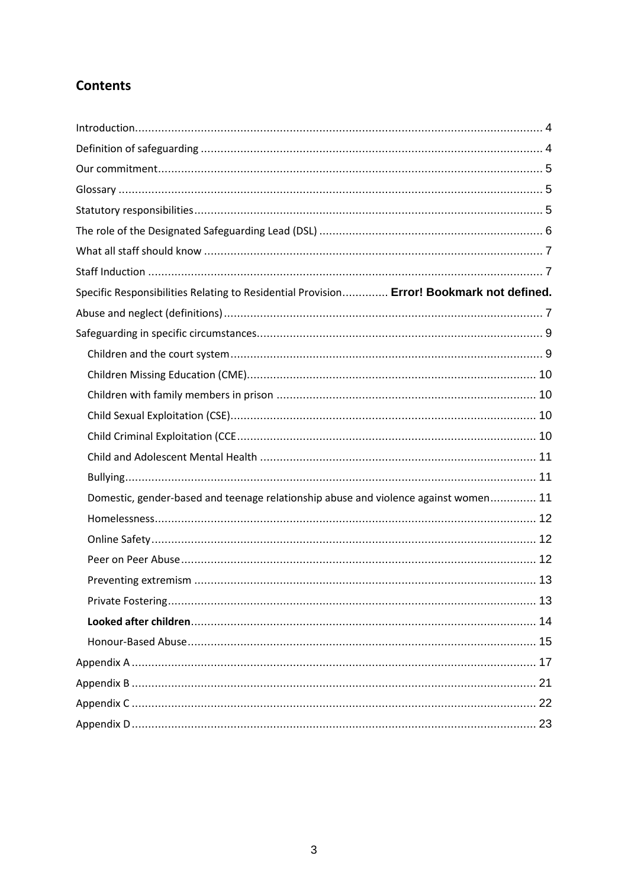## Contents

- Introduction ........ 4
- Definition of safeguarding ........ 4
- Our commitment ........ 5
- Glossary ........ 5
- Statutory responsibilities ........ 5
- The role of the Designated Safeguarding Lead (DSL) ........ 6
- What all staff should know ........ 7
- Staff Induction ........ 7
- Specific Responsibilities Relating to Residential Provision ........ **Error! Bookmark not defined.**
- Abuse and neglect (definitions) ........ 7
- Safeguarding in specific circumstances ........ 9
  - Children and the court system ........ 9
  - Children Missing Education (CME) ........ 10
  - Children with family members in prison ........ 10
  - Child Sexual Exploitation (CSE) ........ 10
  - Child Criminal Exploitation (CCE ........ 10
  - Child and Adolescent Mental Health ........ 11
  - Bullying ........ 11
  - Domestic, gender-based and teenage relationship abuse and violence against women ........ 11
  - Homelessness ........ 12
  - Online Safety ........ 12
  - Peer on Peer Abuse ........ 12
  - Preventing extremism ........ 13
  - Private Fostering ........ 13
  - **Looked after children** ........ 14
  - Honour-Based Abuse ........ 15
- Appendix A ........ 17
- Appendix B ........ 21
- Appendix C ........ 22
- Appendix D ........ 23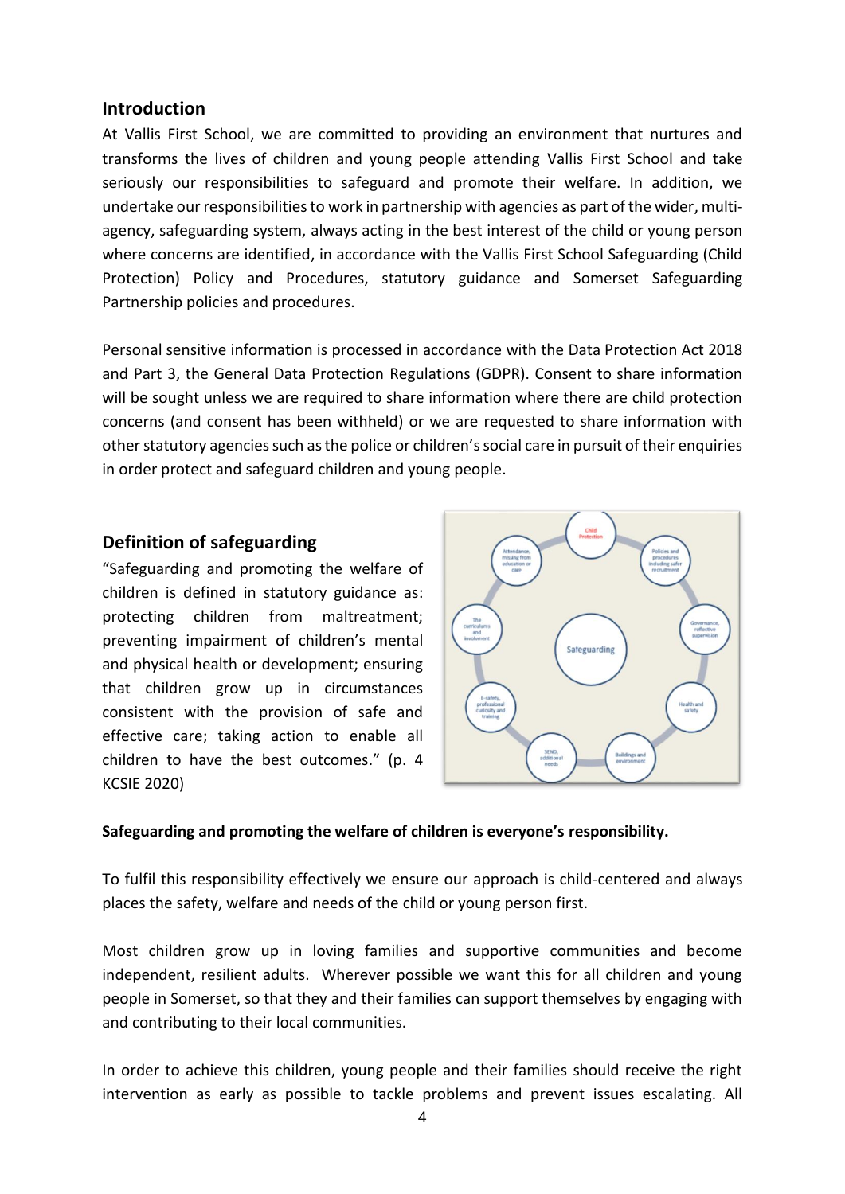## Introduction

At Vallis First School, we are committed to providing an environment that nurtures and transforms the lives of children and young people attending Vallis First School and take seriously our responsibilities to safeguard and promote their welfare. In addition, we undertake our responsibilities to work in partnership with agencies as part of the wider, multi-agency, safeguarding system, always acting in the best interest of the child or young person where concerns are identified, in accordance with the Vallis First School Safeguarding (Child Protection) Policy and Procedures, statutory guidance and Somerset Safeguarding Partnership policies and procedures.

Personal sensitive information is processed in accordance with the Data Protection Act 2018 and Part 3, the General Data Protection Regulations (GDPR). Consent to share information will be sought unless we are required to share information where there are child protection concerns (and consent has been withheld) or we are requested to share information with other statutory agencies such as the police or children's social care in pursuit of their enquiries in order protect and safeguard children and young people.

## Definition of safeguarding

"Safeguarding and promoting the welfare of children is defined in statutory guidance as: protecting children from maltreatment; preventing impairment of children's mental and physical health or development; ensuring that children grow up in circumstances consistent with the provision of safe and effective care; taking action to enable all children to have the best outcomes." (p. 4 KCSIE 2020)

**Safeguarding and promoting the welfare of children is everyone's responsibility.**

To fulfil this responsibility effectively we ensure our approach is child-centered and always places the safety, welfare and needs of the child or young person first.

Most children grow up in loving families and supportive communities and become independent, resilient adults. Wherever possible we want this for all children and young people in Somerset, so that they and their families can support themselves by engaging with and contributing to their local communities.

In order to achieve this children, young people and their families should receive the right intervention as early as possible to tackle problems and prevent issues escalating. All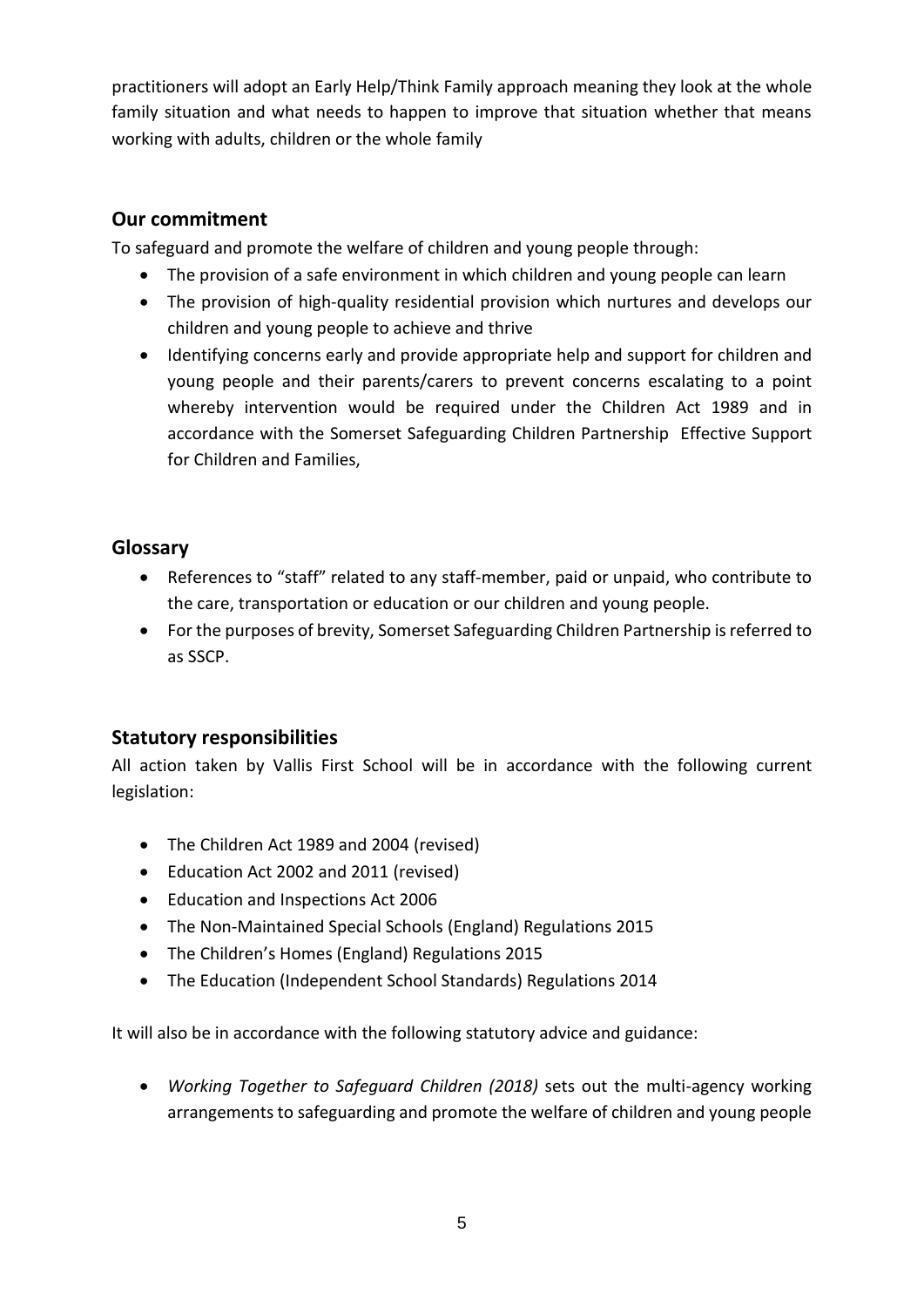practitioners will adopt an Early Help/Think Family approach meaning they look at the whole family situation and what needs to happen to improve that situation whether that means working with adults, children or the whole family

## Our commitment

To safeguard and promote the welfare of children and young people through:

- The provision of a safe environment in which children and young people can learn
- The provision of high-quality residential provision which nurtures and develops our children and young people to achieve and thrive
- Identifying concerns early and provide appropriate help and support for children and young people and their parents/carers to prevent concerns escalating to a point whereby intervention would be required under the Children Act 1989 and in accordance with the Somerset Safeguarding Children Partnership Effective Support for Children and Families,

## Glossary

- References to "staff" related to any staff-member, paid or unpaid, who contribute to the care, transportation or education or our children and young people.
- For the purposes of brevity, Somerset Safeguarding Children Partnership is referred to as SSCP.

## Statutory responsibilities

All action taken by Vallis First School will be in accordance with the following current legislation:

- The Children Act 1989 and 2004 (revised)
- Education Act 2002 and 2011 (revised)
- Education and Inspections Act 2006
- The Non-Maintained Special Schools (England) Regulations 2015
- The Children's Homes (England) Regulations 2015
- The Education (Independent School Standards) Regulations 2014

It will also be in accordance with the following statutory advice and guidance:

- *Working Together to Safeguard Children (2018)* sets out the multi-agency working arrangements to safeguarding and promote the welfare of children and young people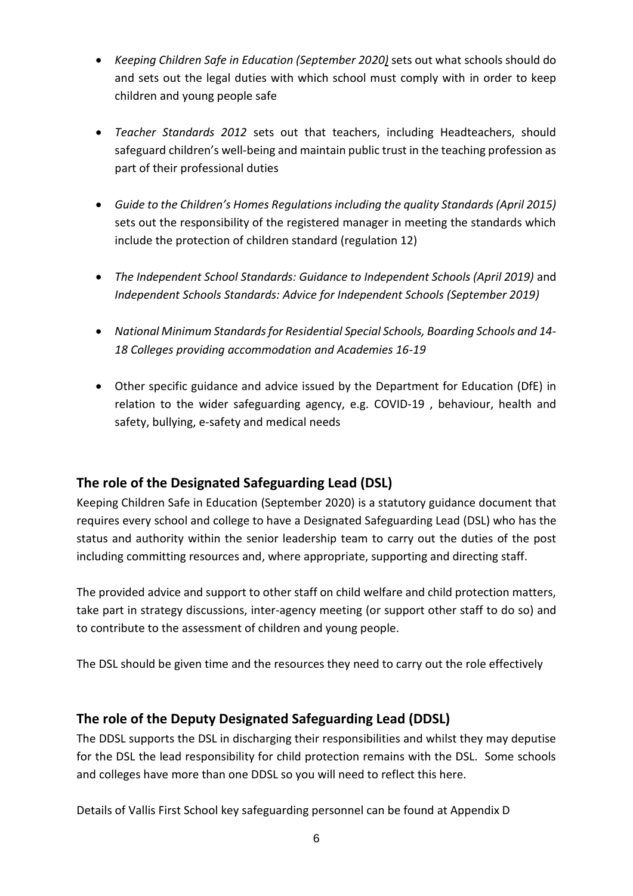- *Keeping Children Safe in Education (September 2020)* sets out what schools should do and sets out the legal duties with which school must comply with in order to keep children and young people safe

- *Teacher Standards 2012* sets out that teachers, including Headteachers, should safeguard children's well-being and maintain public trust in the teaching profession as part of their professional duties

- *Guide to the Children's Homes Regulations including the quality Standards (April 2015)* sets out the responsibility of the registered manager in meeting the standards which include the protection of children standard (regulation 12)

- *The Independent School Standards: Guidance to Independent Schools (April 2019)* and *Independent Schools Standards: Advice for Independent Schools (September 2019)*

- *National Minimum Standards for Residential Special Schools, Boarding Schools and 14-18 Colleges providing accommodation and Academies 16-19*

- Other specific guidance and advice issued by the Department for Education (DfE) in relation to the wider safeguarding agency, e.g. COVID-19 , behaviour, health and safety, bullying, e-safety and medical needs

## The role of the Designated Safeguarding Lead (DSL)

Keeping Children Safe in Education (September 2020) is a statutory guidance document that requires every school and college to have a Designated Safeguarding Lead (DSL) who has the status and authority within the senior leadership team to carry out the duties of the post including committing resources and, where appropriate, supporting and directing staff.

The provided advice and support to other staff on child welfare and child protection matters, take part in strategy discussions, inter-agency meeting (or support other staff to do so) and to contribute to the assessment of children and young people.

The DSL should be given time and the resources they need to carry out the role effectively

## The role of the Deputy Designated Safeguarding Lead (DDSL)

The DDSL supports the DSL in discharging their responsibilities and whilst they may deputise for the DSL the lead responsibility for child protection remains with the DSL. Some schools and colleges have more than one DDSL so you will need to reflect this here.

Details of Vallis First School key safeguarding personnel can be found at Appendix D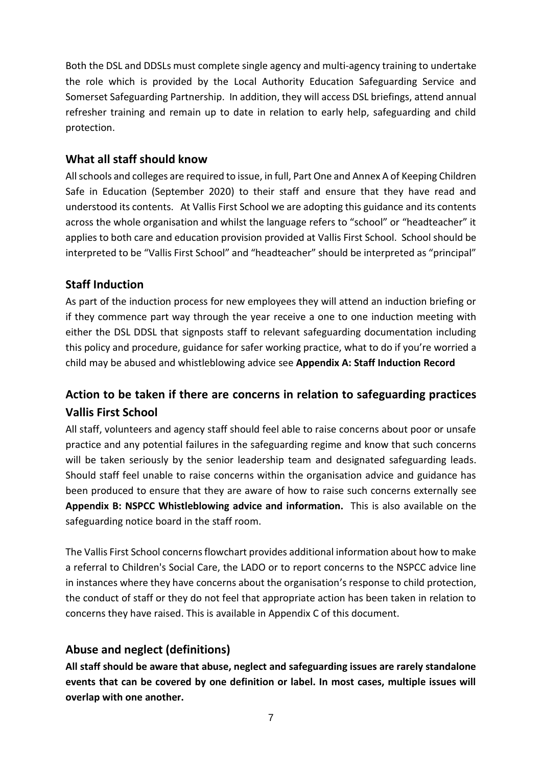Both the DSL and DDSLs must complete single agency and multi-agency training to undertake the role which is provided by the Local Authority Education Safeguarding Service and Somerset Safeguarding Partnership. In addition, they will access DSL briefings, attend annual refresher training and remain up to date in relation to early help, safeguarding and child protection.

## What all staff should know

All schools and colleges are required to issue, in full, Part One and Annex A of Keeping Children Safe in Education (September 2020) to their staff and ensure that they have read and understood its contents. At Vallis First School we are adopting this guidance and its contents across the whole organisation and whilst the language refers to "school" or "headteacher" it applies to both care and education provision provided at Vallis First School. School should be interpreted to be "Vallis First School" and "headteacher" should be interpreted as "principal"

## Staff Induction

As part of the induction process for new employees they will attend an induction briefing or if they commence part way through the year receive a one to one induction meeting with either the DSL DDSL that signposts staff to relevant safeguarding documentation including this policy and procedure, guidance for safer working practice, what to do if you're worried a child may be abused and whistleblowing advice see **Appendix A: Staff Induction Record**

## Action to be taken if there are concerns in relation to safeguarding practices Vallis First School

All staff, volunteers and agency staff should feel able to raise concerns about poor or unsafe practice and any potential failures in the safeguarding regime and know that such concerns will be taken seriously by the senior leadership team and designated safeguarding leads. Should staff feel unable to raise concerns within the organisation advice and guidance has been produced to ensure that they are aware of how to raise such concerns externally see **Appendix B: NSPCC Whistleblowing advice and information.** This is also available on the safeguarding notice board in the staff room.

The Vallis First School concerns flowchart provides additional information about how to make a referral to Children's Social Care, the LADO or to report concerns to the NSPCC advice line in instances where they have concerns about the organisation's response to child protection, the conduct of staff or they do not feel that appropriate action has been taken in relation to concerns they have raised. This is available in Appendix C of this document.

## Abuse and neglect (definitions)

**All staff should be aware that abuse, neglect and safeguarding issues are rarely standalone events that can be covered by one definition or label. In most cases, multiple issues will overlap with one another.**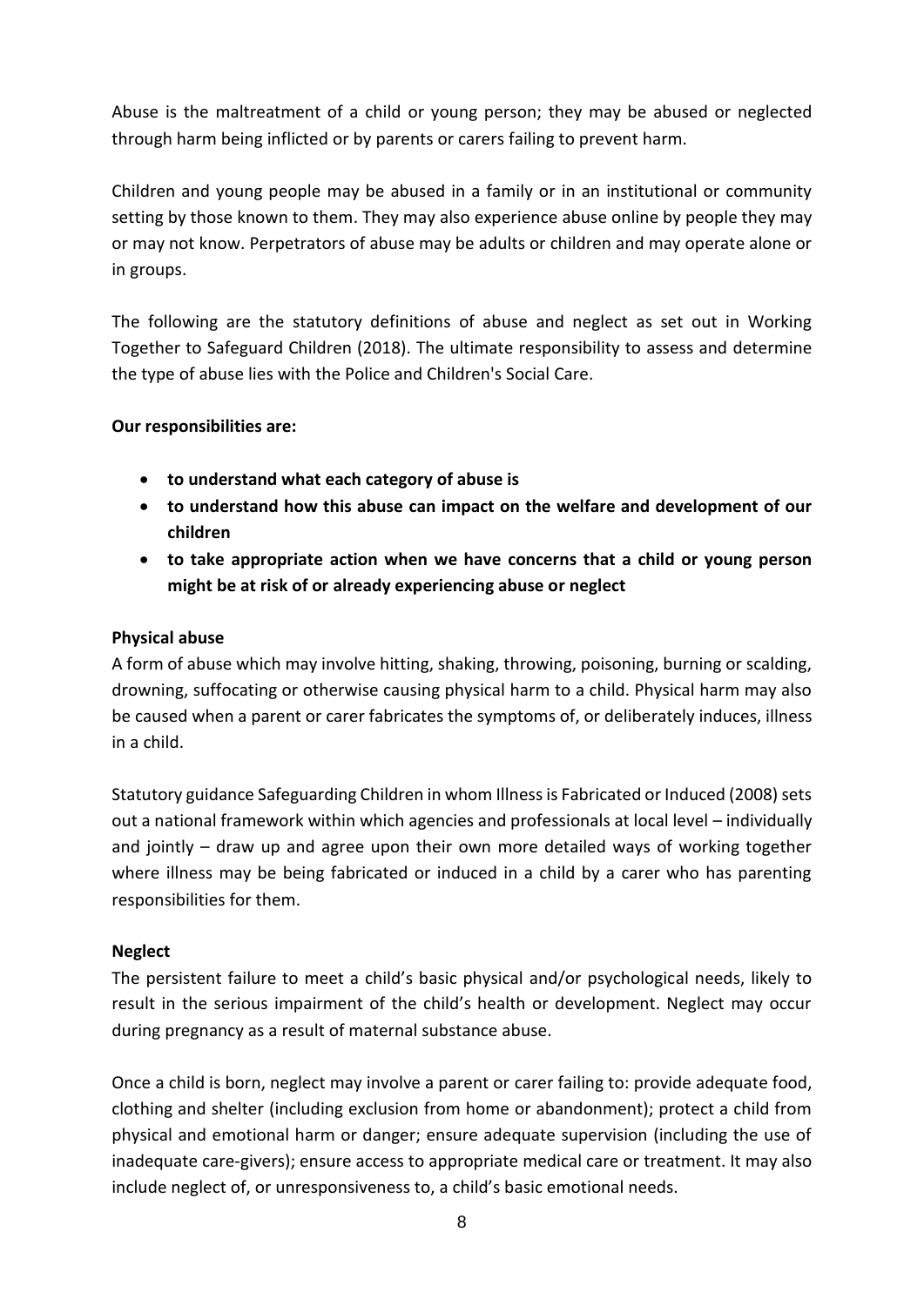Abuse is the maltreatment of a child or young person; they may be abused or neglected through harm being inflicted or by parents or carers failing to prevent harm.

Children and young people may be abused in a family or in an institutional or community setting by those known to them. They may also experience abuse online by people they may or may not know. Perpetrators of abuse may be adults or children and may operate alone or in groups.

The following are the statutory definitions of abuse and neglect as set out in Working Together to Safeguard Children (2018). The ultimate responsibility to assess and determine the type of abuse lies with the Police and Children's Social Care.

**Our responsibilities are:**

- **to understand what each category of abuse is**
- **to understand how this abuse can impact on the welfare and development of our children**
- **to take appropriate action when we have concerns that a child or young person might be at risk of or already experiencing abuse or neglect**

**Physical abuse**

A form of abuse which may involve hitting, shaking, throwing, poisoning, burning or scalding, drowning, suffocating or otherwise causing physical harm to a child. Physical harm may also be caused when a parent or carer fabricates the symptoms of, or deliberately induces, illness in a child.

Statutory guidance Safeguarding Children in whom Illness is Fabricated or Induced (2008) sets out a national framework within which agencies and professionals at local level – individually and jointly – draw up and agree upon their own more detailed ways of working together where illness may be being fabricated or induced in a child by a carer who has parenting responsibilities for them.

**Neglect**

The persistent failure to meet a child's basic physical and/or psychological needs, likely to result in the serious impairment of the child's health or development. Neglect may occur during pregnancy as a result of maternal substance abuse.

Once a child is born, neglect may involve a parent or carer failing to: provide adequate food, clothing and shelter (including exclusion from home or abandonment); protect a child from physical and emotional harm or danger; ensure adequate supervision (including the use of inadequate care-givers); ensure access to appropriate medical care or treatment. It may also include neglect of, or unresponsiveness to, a child's basic emotional needs.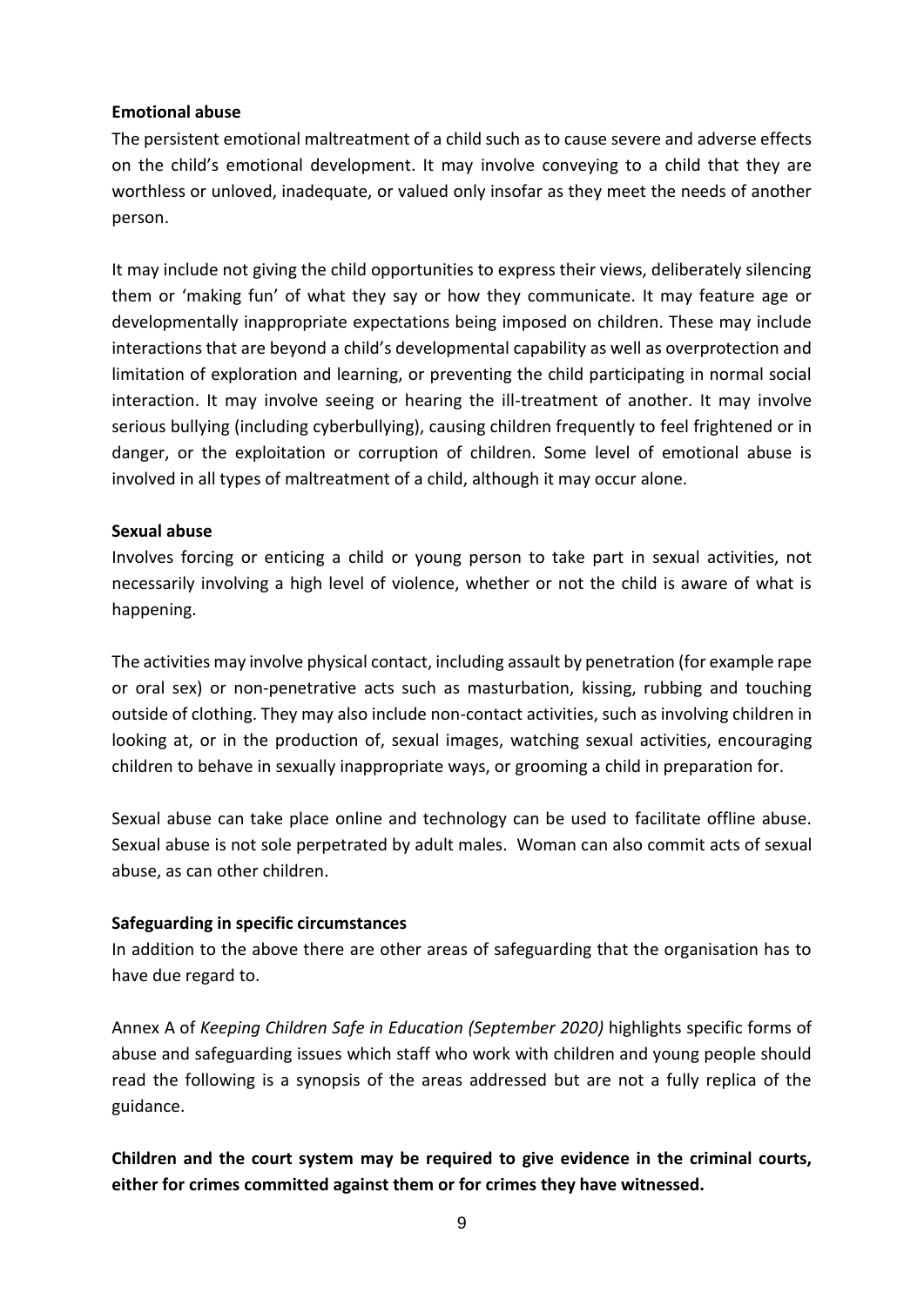**Emotional abuse**

The persistent emotional maltreatment of a child such as to cause severe and adverse effects on the child's emotional development. It may involve conveying to a child that they are worthless or unloved, inadequate, or valued only insofar as they meet the needs of another person.

It may include not giving the child opportunities to express their views, deliberately silencing them or 'making fun' of what they say or how they communicate. It may feature age or developmentally inappropriate expectations being imposed on children. These may include interactions that are beyond a child's developmental capability as well as overprotection and limitation of exploration and learning, or preventing the child participating in normal social interaction. It may involve seeing or hearing the ill-treatment of another. It may involve serious bullying (including cyberbullying), causing children frequently to feel frightened or in danger, or the exploitation or corruption of children. Some level of emotional abuse is involved in all types of maltreatment of a child, although it may occur alone.

**Sexual abuse**

Involves forcing or enticing a child or young person to take part in sexual activities, not necessarily involving a high level of violence, whether or not the child is aware of what is happening.

The activities may involve physical contact, including assault by penetration (for example rape or oral sex) or non-penetrative acts such as masturbation, kissing, rubbing and touching outside of clothing. They may also include non-contact activities, such as involving children in looking at, or in the production of, sexual images, watching sexual activities, encouraging children to behave in sexually inappropriate ways, or grooming a child in preparation for.

Sexual abuse can take place online and technology can be used to facilitate offline abuse. Sexual abuse is not sole perpetrated by adult males. Woman can also commit acts of sexual abuse, as can other children.

**Safeguarding in specific circumstances**

In addition to the above there are other areas of safeguarding that the organisation has to have due regard to.

Annex A of *Keeping Children Safe in Education (September 2020)* highlights specific forms of abuse and safeguarding issues which staff who work with children and young people should read the following is a synopsis of the areas addressed but are not a fully replica of the guidance.

**Children and the court system may be required to give evidence in the criminal courts, either for crimes committed against them or for crimes they have witnessed.**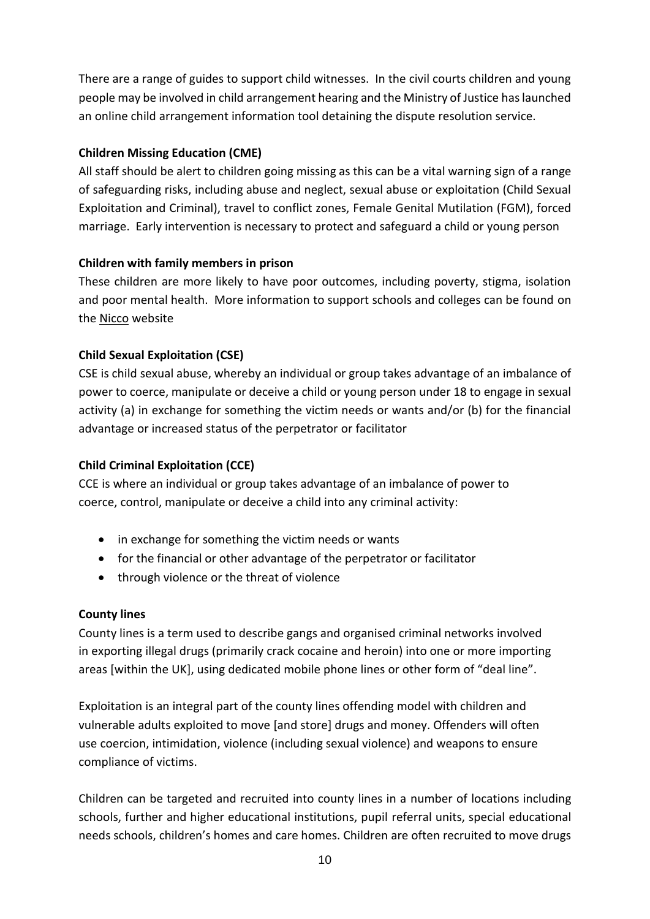There are a range of guides to support child witnesses. In the civil courts children and young people may be involved in child arrangement hearing and the Ministry of Justice has launched an online child arrangement information tool detaining the dispute resolution service.

**Children Missing Education (CME)**

All staff should be alert to children going missing as this can be a vital warning sign of a range of safeguarding risks, including abuse and neglect, sexual abuse or exploitation (Child Sexual Exploitation and Criminal), travel to conflict zones, Female Genital Mutilation (FGM), forced marriage. Early intervention is necessary to protect and safeguard a child or young person

**Children with family members in prison**

These children are more likely to have poor outcomes, including poverty, stigma, isolation and poor mental health. More information to support schools and colleges can be found on the Nicco website

**Child Sexual Exploitation (CSE)**

CSE is child sexual abuse, whereby an individual or group takes advantage of an imbalance of power to coerce, manipulate or deceive a child or young person under 18 to engage in sexual activity (a) in exchange for something the victim needs or wants and/or (b) for the financial advantage or increased status of the perpetrator or facilitator

**Child Criminal Exploitation (CCE)**

CCE is where an individual or group takes advantage of an imbalance of power to coerce, control, manipulate or deceive a child into any criminal activity:

- in exchange for something the victim needs or wants
- for the financial or other advantage of the perpetrator or facilitator
- through violence or the threat of violence

**County lines**

County lines is a term used to describe gangs and organised criminal networks involved in exporting illegal drugs (primarily crack cocaine and heroin) into one or more importing areas [within the UK], using dedicated mobile phone lines or other form of "deal line".

Exploitation is an integral part of the county lines offending model with children and vulnerable adults exploited to move [and store] drugs and money. Offenders will often use coercion, intimidation, violence (including sexual violence) and weapons to ensure compliance of victims.

Children can be targeted and recruited into county lines in a number of locations including schools, further and higher educational institutions, pupil referral units, special educational needs schools, children's homes and care homes. Children are often recruited to move drugs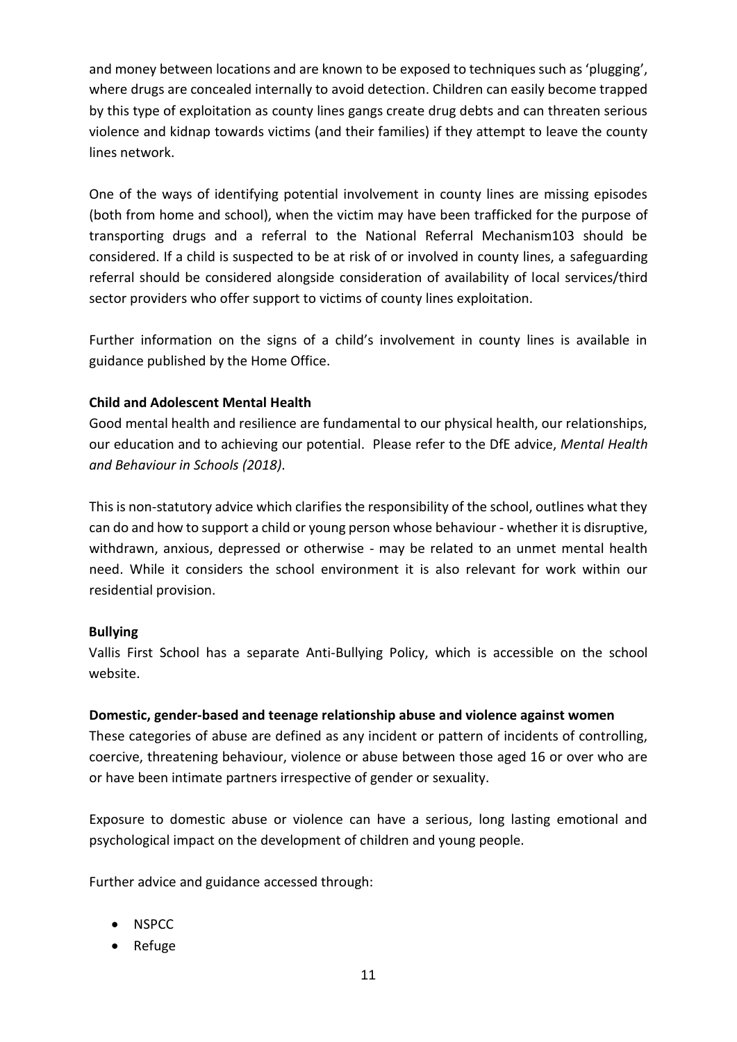and money between locations and are known to be exposed to techniques such as 'plugging', where drugs are concealed internally to avoid detection. Children can easily become trapped by this type of exploitation as county lines gangs create drug debts and can threaten serious violence and kidnap towards victims (and their families) if they attempt to leave the county lines network.

One of the ways of identifying potential involvement in county lines are missing episodes (both from home and school), when the victim may have been trafficked for the purpose of transporting drugs and a referral to the National Referral Mechanism103 should be considered. If a child is suspected to be at risk of or involved in county lines, a safeguarding referral should be considered alongside consideration of availability of local services/third sector providers who offer support to victims of county lines exploitation.

Further information on the signs of a child's involvement in county lines is available in guidance published by the Home Office.

**Child and Adolescent Mental Health**

Good mental health and resilience are fundamental to our physical health, our relationships, our education and to achieving our potential. Please refer to the DfE advice, *Mental Health and Behaviour in Schools (2018)*.

This is non-statutory advice which clarifies the responsibility of the school, outlines what they can do and how to support a child or young person whose behaviour - whether it is disruptive, withdrawn, anxious, depressed or otherwise - may be related to an unmet mental health need. While it considers the school environment it is also relevant for work within our residential provision.

**Bullying**

Vallis First School has a separate Anti-Bullying Policy, which is accessible on the school website.

**Domestic, gender-based and teenage relationship abuse and violence against women**

These categories of abuse are defined as any incident or pattern of incidents of controlling, coercive, threatening behaviour, violence or abuse between those aged 16 or over who are or have been intimate partners irrespective of gender or sexuality.

Exposure to domestic abuse or violence can have a serious, long lasting emotional and psychological impact on the development of children and young people.

Further advice and guidance accessed through:

- NSPCC
- Refuge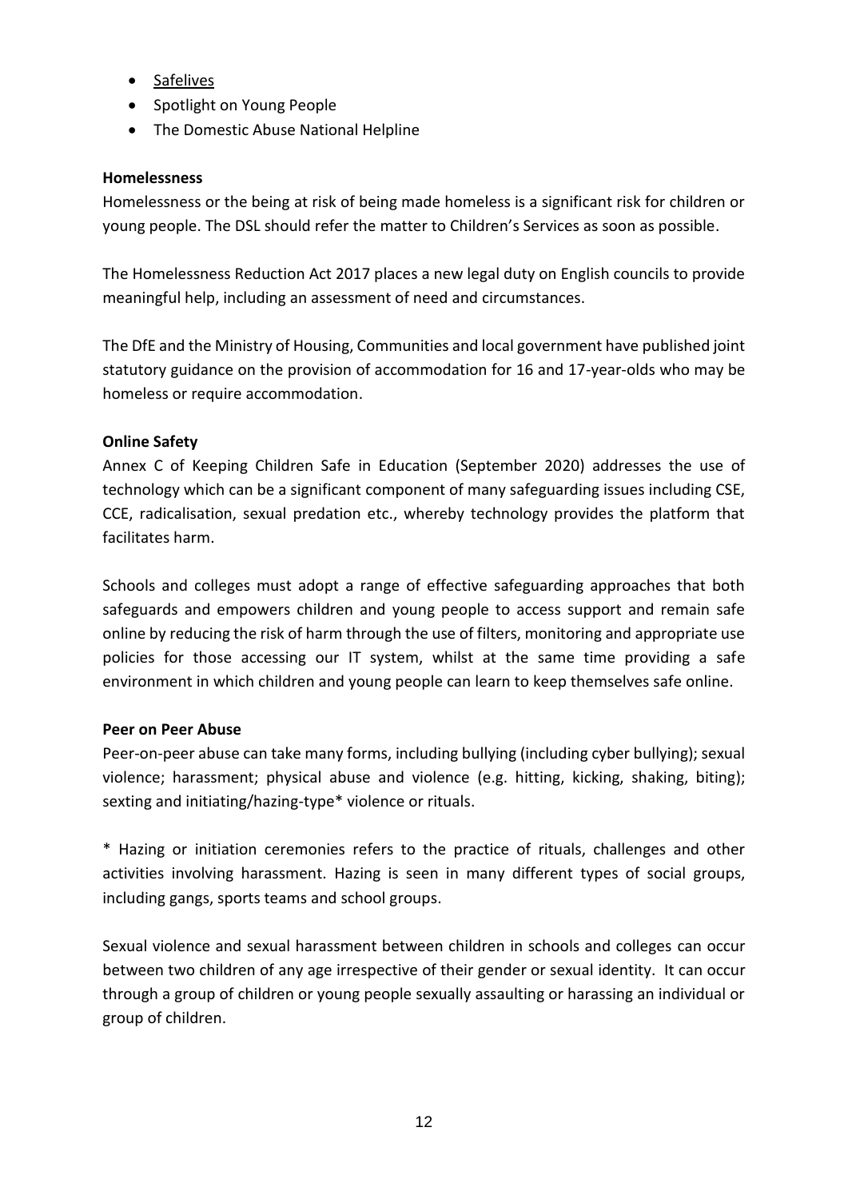- Safelives
- Spotlight on Young People
- The Domestic Abuse National Helpline

**Homelessness**

Homelessness or the being at risk of being made homeless is a significant risk for children or young people. The DSL should refer the matter to Children's Services as soon as possible.

The Homelessness Reduction Act 2017 places a new legal duty on English councils to provide meaningful help, including an assessment of need and circumstances.

The DfE and the Ministry of Housing, Communities and local government have published joint statutory guidance on the provision of accommodation for 16 and 17-year-olds who may be homeless or require accommodation.

**Online Safety**

Annex C of Keeping Children Safe in Education (September 2020) addresses the use of technology which can be a significant component of many safeguarding issues including CSE, CCE, radicalisation, sexual predation etc., whereby technology provides the platform that facilitates harm.

Schools and colleges must adopt a range of effective safeguarding approaches that both safeguards and empowers children and young people to access support and remain safe online by reducing the risk of harm through the use of filters, monitoring and appropriate use policies for those accessing our IT system, whilst at the same time providing a safe environment in which children and young people can learn to keep themselves safe online.

**Peer on Peer Abuse**

Peer-on-peer abuse can take many forms, including bullying (including cyber bullying); sexual violence; harassment; physical abuse and violence (e.g. hitting, kicking, shaking, biting); sexting and initiating/hazing-type* violence or rituals.

* Hazing or initiation ceremonies refers to the practice of rituals, challenges and other activities involving harassment. Hazing is seen in many different types of social groups, including gangs, sports teams and school groups.

Sexual violence and sexual harassment between children in schools and colleges can occur between two children of any age irrespective of their gender or sexual identity. It can occur through a group of children or young people sexually assaulting or harassing an individual or group of children.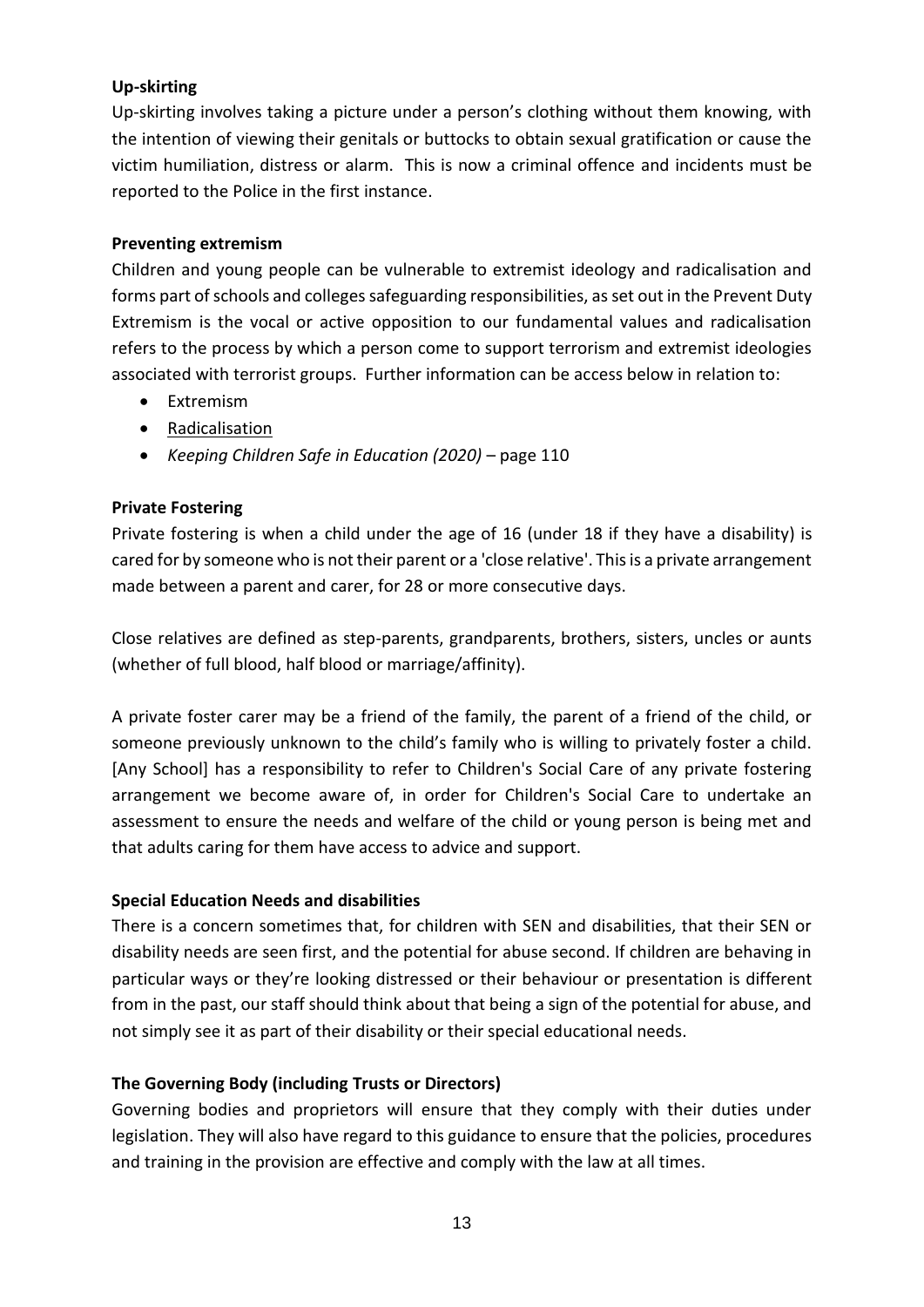**Up-skirting**

Up-skirting involves taking a picture under a person's clothing without them knowing, with the intention of viewing their genitals or buttocks to obtain sexual gratification or cause the victim humiliation, distress or alarm. This is now a criminal offence and incidents must be reported to the Police in the first instance.

**Preventing extremism**

Children and young people can be vulnerable to extremist ideology and radicalisation and forms part of schools and colleges safeguarding responsibilities, as set out in the Prevent Duty Extremism is the vocal or active opposition to our fundamental values and radicalisation refers to the process by which a person come to support terrorism and extremist ideologies associated with terrorist groups. Further information can be access below in relation to:

- Extremism
- Radicalisation
- *Keeping Children Safe in Education (2020)* – page 110

**Private Fostering**

Private fostering is when a child under the age of 16 (under 18 if they have a disability) is cared for by someone who is not their parent or a 'close relative'. This is a private arrangement made between a parent and carer, for 28 or more consecutive days.

Close relatives are defined as step-parents, grandparents, brothers, sisters, uncles or aunts (whether of full blood, half blood or marriage/affinity).

A private foster carer may be a friend of the family, the parent of a friend of the child, or someone previously unknown to the child's family who is willing to privately foster a child. [Any School] has a responsibility to refer to Children's Social Care of any private fostering arrangement we become aware of, in order for Children's Social Care to undertake an assessment to ensure the needs and welfare of the child or young person is being met and that adults caring for them have access to advice and support.

**Special Education Needs and disabilities**

There is a concern sometimes that, for children with SEN and disabilities, that their SEN or disability needs are seen first, and the potential for abuse second. If children are behaving in particular ways or they're looking distressed or their behaviour or presentation is different from in the past, our staff should think about that being a sign of the potential for abuse, and not simply see it as part of their disability or their special educational needs.

**The Governing Body (including Trusts or Directors)**

Governing bodies and proprietors will ensure that they comply with their duties under legislation. They will also have regard to this guidance to ensure that the policies, procedures and training in the provision are effective and comply with the law at all times.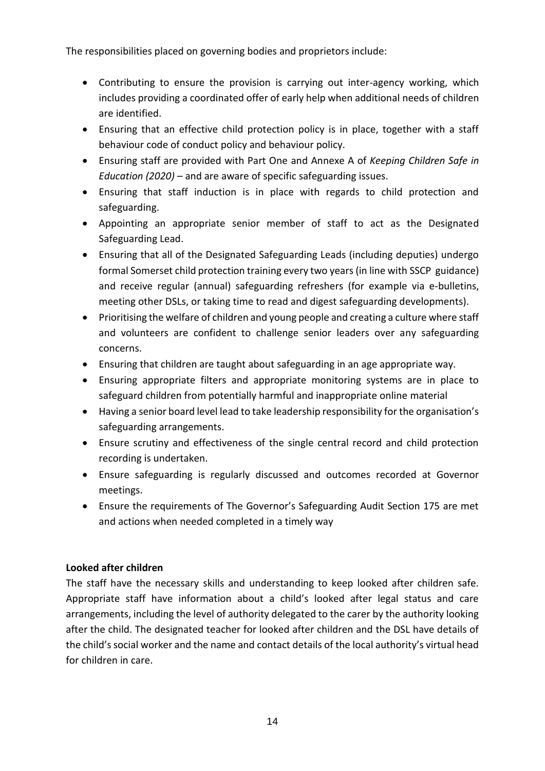The responsibilities placed on governing bodies and proprietors include:

- Contributing to ensure the provision is carrying out inter-agency working, which includes providing a coordinated offer of early help when additional needs of children are identified.
- Ensuring that an effective child protection policy is in place, together with a staff behaviour code of conduct policy and behaviour policy.
- Ensuring staff are provided with Part One and Annexe A of *Keeping Children Safe in Education (2020)* – and are aware of specific safeguarding issues.
- Ensuring that staff induction is in place with regards to child protection and safeguarding.
- Appointing an appropriate senior member of staff to act as the Designated Safeguarding Lead.
- Ensuring that all of the Designated Safeguarding Leads (including deputies) undergo formal Somerset child protection training every two years (in line with SSCP guidance) and receive regular (annual) safeguarding refreshers (for example via e-bulletins, meeting other DSLs, or taking time to read and digest safeguarding developments).
- Prioritising the welfare of children and young people and creating a culture where staff and volunteers are confident to challenge senior leaders over any safeguarding concerns.
- Ensuring that children are taught about safeguarding in an age appropriate way.
- Ensuring appropriate filters and appropriate monitoring systems are in place to safeguard children from potentially harmful and inappropriate online material
- Having a senior board level lead to take leadership responsibility for the organisation's safeguarding arrangements.
- Ensure scrutiny and effectiveness of the single central record and child protection recording is undertaken.
- Ensure safeguarding is regularly discussed and outcomes recorded at Governor meetings.
- Ensure the requirements of The Governor's Safeguarding Audit Section 175 are met and actions when needed completed in a timely way

**Looked after children**

The staff have the necessary skills and understanding to keep looked after children safe. Appropriate staff have information about a child's looked after legal status and care arrangements, including the level of authority delegated to the carer by the authority looking after the child. The designated teacher for looked after children and the DSL have details of the child's social worker and the name and contact details of the local authority's virtual head for children in care.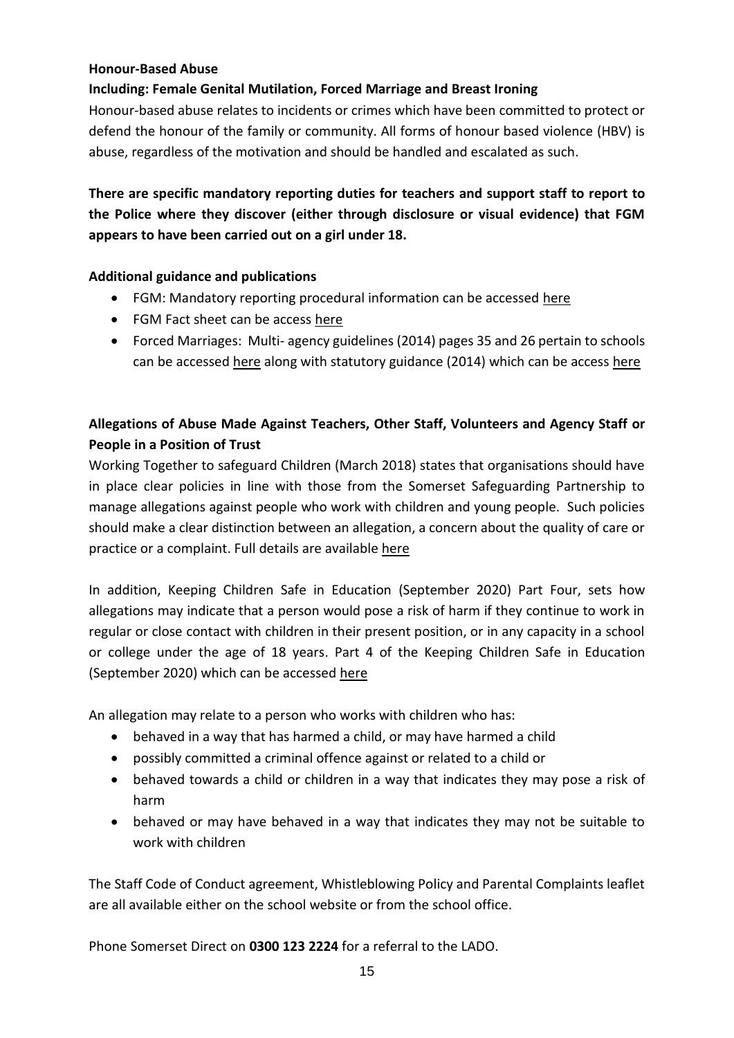**Honour-Based Abuse**

**Including: Female Genital Mutilation, Forced Marriage and Breast Ironing**

Honour-based abuse relates to incidents or crimes which have been committed to protect or defend the honour of the family or community. All forms of honour based violence (HBV) is abuse, regardless of the motivation and should be handled and escalated as such.

**There are specific mandatory reporting duties for teachers and support staff to report to the Police where they discover (either through disclosure or visual evidence) that FGM appears to have been carried out on a girl under 18.**

**Additional guidance and publications**

- FGM: Mandatory reporting procedural information can be accessed here
- FGM Fact sheet can be access here
- Forced Marriages: Multi- agency guidelines (2014) pages 35 and 26 pertain to schools can be accessed here along with statutory guidance (2014) which can be access here

**Allegations of Abuse Made Against Teachers, Other Staff, Volunteers and Agency Staff or People in a Position of Trust**

Working Together to safeguard Children (March 2018) states that organisations should have in place clear policies in line with those from the Somerset Safeguarding Partnership to manage allegations against people who work with children and young people. Such policies should make a clear distinction between an allegation, a concern about the quality of care or practice or a complaint. Full details are available here

In addition, Keeping Children Safe in Education (September 2020) Part Four, sets how allegations may indicate that a person would pose a risk of harm if they continue to work in regular or close contact with children in their present position, or in any capacity in a school or college under the age of 18 years. Part 4 of the Keeping Children Safe in Education (September 2020) which can be accessed here

An allegation may relate to a person who works with children who has:

- behaved in a way that has harmed a child, or may have harmed a child
- possibly committed a criminal offence against or related to a child or
- behaved towards a child or children in a way that indicates they may pose a risk of harm
- behaved or may have behaved in a way that indicates they may not be suitable to work with children

The Staff Code of Conduct agreement, Whistleblowing Policy and Parental Complaints leaflet are all available either on the school website or from the school office.

Phone Somerset Direct on **0300 123 2224** for a referral to the LADO.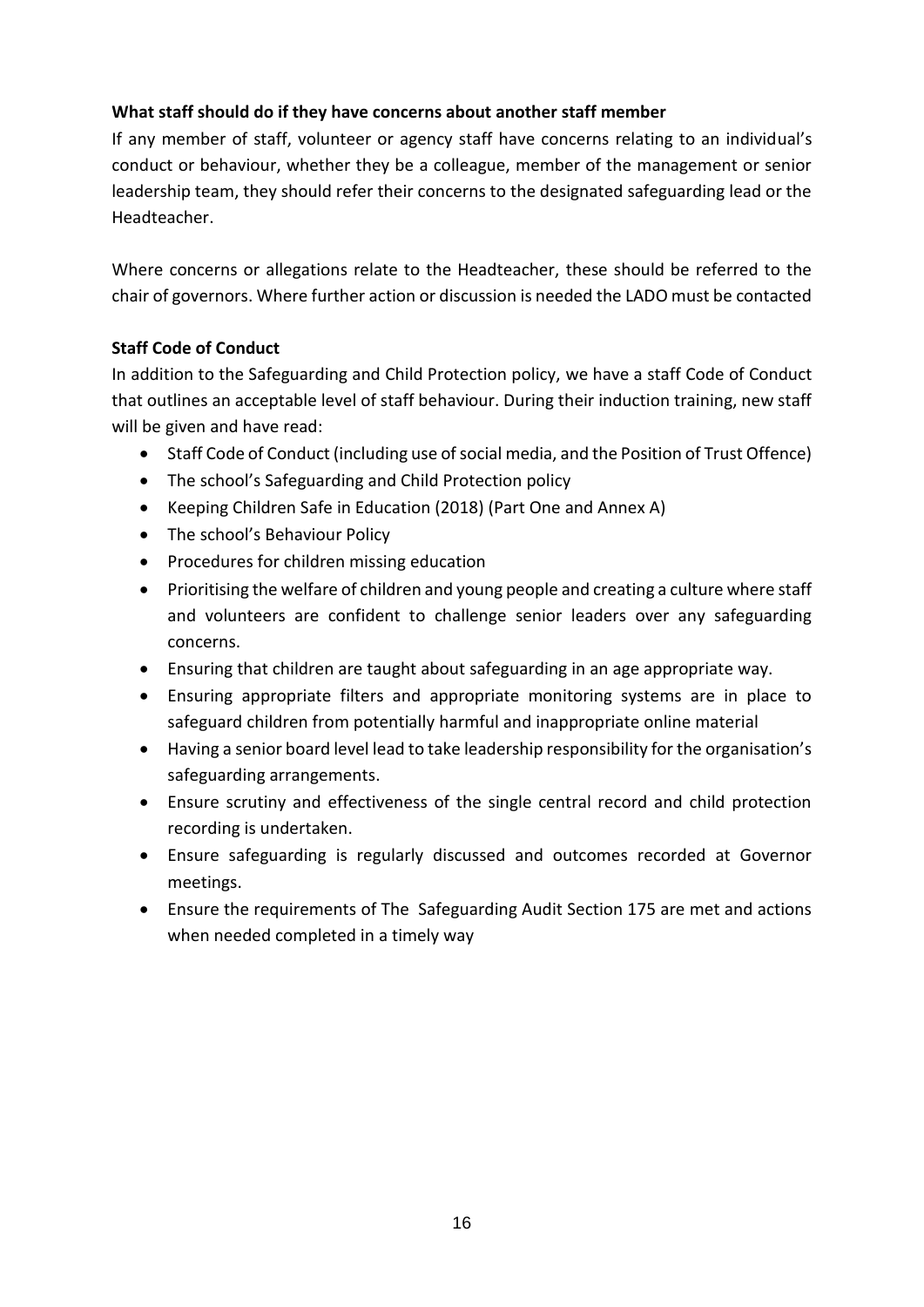**What staff should do if they have concerns about another staff member**

If any member of staff, volunteer or agency staff have concerns relating to an individual's conduct or behaviour, whether they be a colleague, member of the management or senior leadership team, they should refer their concerns to the designated safeguarding lead or the Headteacher.

Where concerns or allegations relate to the Headteacher, these should be referred to the chair of governors. Where further action or discussion is needed the LADO must be contacted

**Staff Code of Conduct**

In addition to the Safeguarding and Child Protection policy, we have a staff Code of Conduct that outlines an acceptable level of staff behaviour. During their induction training, new staff will be given and have read:

- Staff Code of Conduct (including use of social media, and the Position of Trust Offence)
- The school's Safeguarding and Child Protection policy
- Keeping Children Safe in Education (2018) (Part One and Annex A)
- The school's Behaviour Policy
- Procedures for children missing education
- Prioritising the welfare of children and young people and creating a culture where staff and volunteers are confident to challenge senior leaders over any safeguarding concerns.
- Ensuring that children are taught about safeguarding in an age appropriate way.
- Ensuring appropriate filters and appropriate monitoring systems are in place to safeguard children from potentially harmful and inappropriate online material
- Having a senior board level lead to take leadership responsibility for the organisation's safeguarding arrangements.
- Ensure scrutiny and effectiveness of the single central record and child protection recording is undertaken.
- Ensure safeguarding is regularly discussed and outcomes recorded at Governor meetings.
- Ensure the requirements of The Safeguarding Audit Section 175 are met and actions when needed completed in a timely way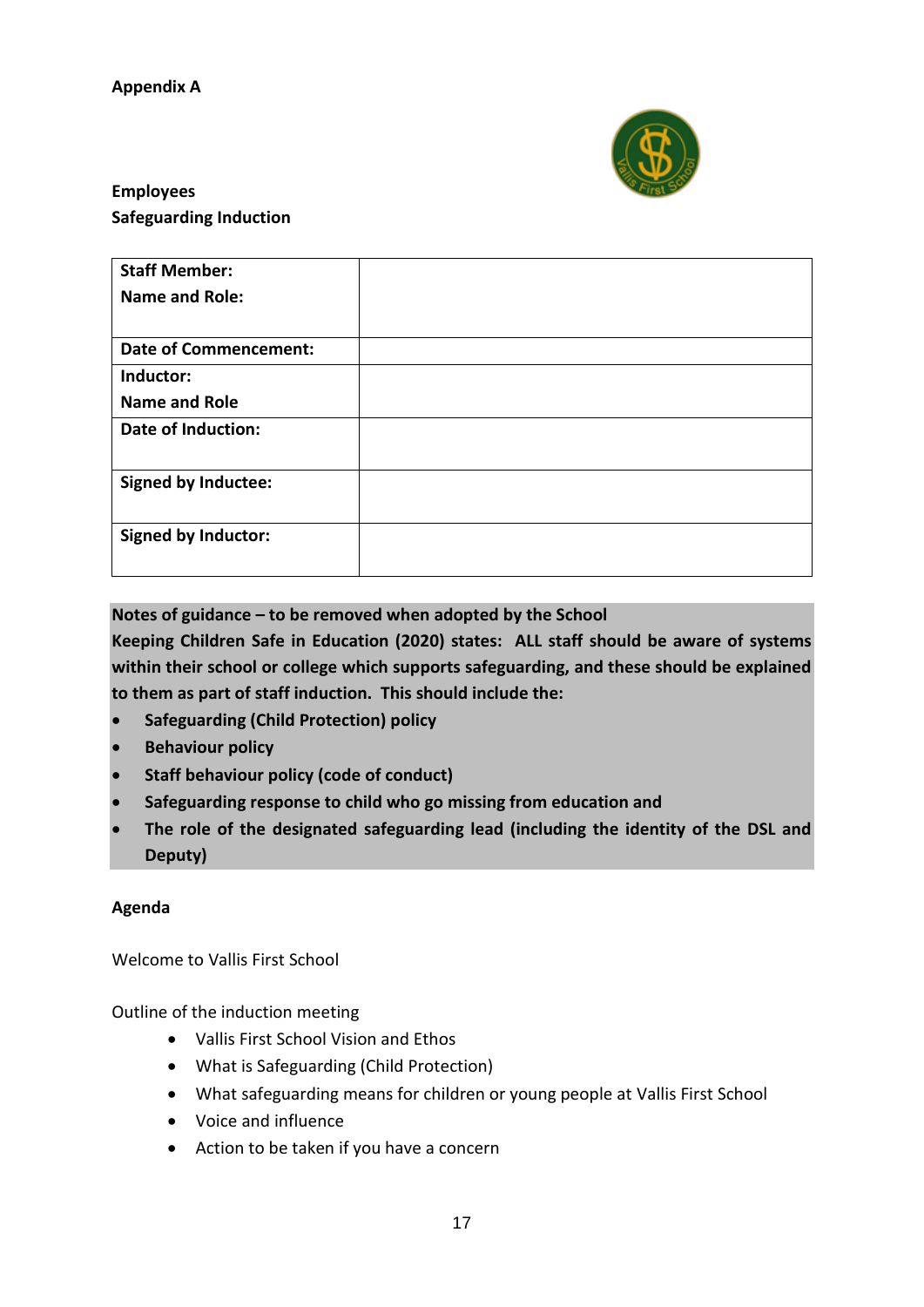**Appendix A**

**Employees**
**Safeguarding Induction**

| | |
|---|---|
| **Staff Member:** **Name and Role:** | |
| **Date of Commencement:** | |
| **Inductor:** **Name and Role** | |
| **Date of Induction:** | |
| **Signed by Inductee:** | |
| **Signed by Inductor:** | |

**Notes of guidance – to be removed when adopted by the School**
**Keeping Children Safe in Education (2020) states: ALL staff should be aware of systems within their school or college which supports safeguarding, and these should be explained to them as part of staff induction. This should include the:**

- **Safeguarding (Child Protection) policy**
- **Behaviour policy**
- **Staff behaviour policy (code of conduct)**
- **Safeguarding response to child who go missing from education and**
- **The role of the designated safeguarding lead (including the identity of the DSL and Deputy)**

**Agenda**

Welcome to Vallis First School

Outline of the induction meeting

- Vallis First School Vision and Ethos
- What is Safeguarding (Child Protection)
- What safeguarding means for children or young people at Vallis First School
- Voice and influence
- Action to be taken if you have a concern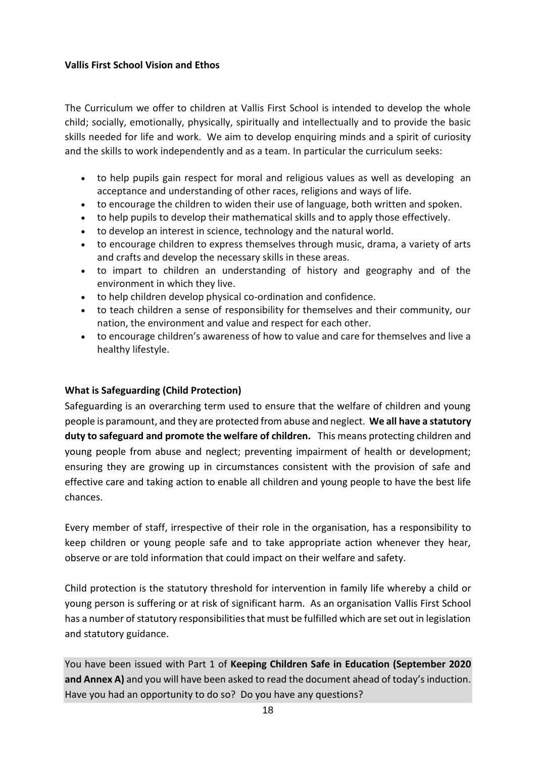**Vallis First School Vision and Ethos**

The Curriculum we offer to children at Vallis First School is intended to develop the whole child; socially, emotionally, physically, spiritually and intellectually and to provide the basic skills needed for life and work. We aim to develop enquiring minds and a spirit of curiosity and the skills to work independently and as a team. In particular the curriculum seeks:

- to help pupils gain respect for moral and religious values as well as developing an acceptance and understanding of other races, religions and ways of life.
- to encourage the children to widen their use of language, both written and spoken.
- to help pupils to develop their mathematical skills and to apply those effectively.
- to develop an interest in science, technology and the natural world.
- to encourage children to express themselves through music, drama, a variety of arts and crafts and develop the necessary skills in these areas.
- to impart to children an understanding of history and geography and of the environment in which they live.
- to help children develop physical co-ordination and confidence.
- to teach children a sense of responsibility for themselves and their community, our nation, the environment and value and respect for each other.
- to encourage children's awareness of how to value and care for themselves and live a healthy lifestyle.

**What is Safeguarding (Child Protection)**

Safeguarding is an overarching term used to ensure that the welfare of children and young people is paramount, and they are protected from abuse and neglect. **We all have a statutory duty to safeguard and promote the welfare of children.** This means protecting children and young people from abuse and neglect; preventing impairment of health or development; ensuring they are growing up in circumstances consistent with the provision of safe and effective care and taking action to enable all children and young people to have the best life chances.

Every member of staff, irrespective of their role in the organisation, has a responsibility to keep children or young people safe and to take appropriate action whenever they hear, observe or are told information that could impact on their welfare and safety.

Child protection is the statutory threshold for intervention in family life whereby a child or young person is suffering or at risk of significant harm. As an organisation Vallis First School has a number of statutory responsibilities that must be fulfilled which are set out in legislation and statutory guidance.

You have been issued with Part 1 of **Keeping Children Safe in Education (September 2020 and Annex A)** and you will have been asked to read the document ahead of today's induction. Have you had an opportunity to do so? Do you have any questions?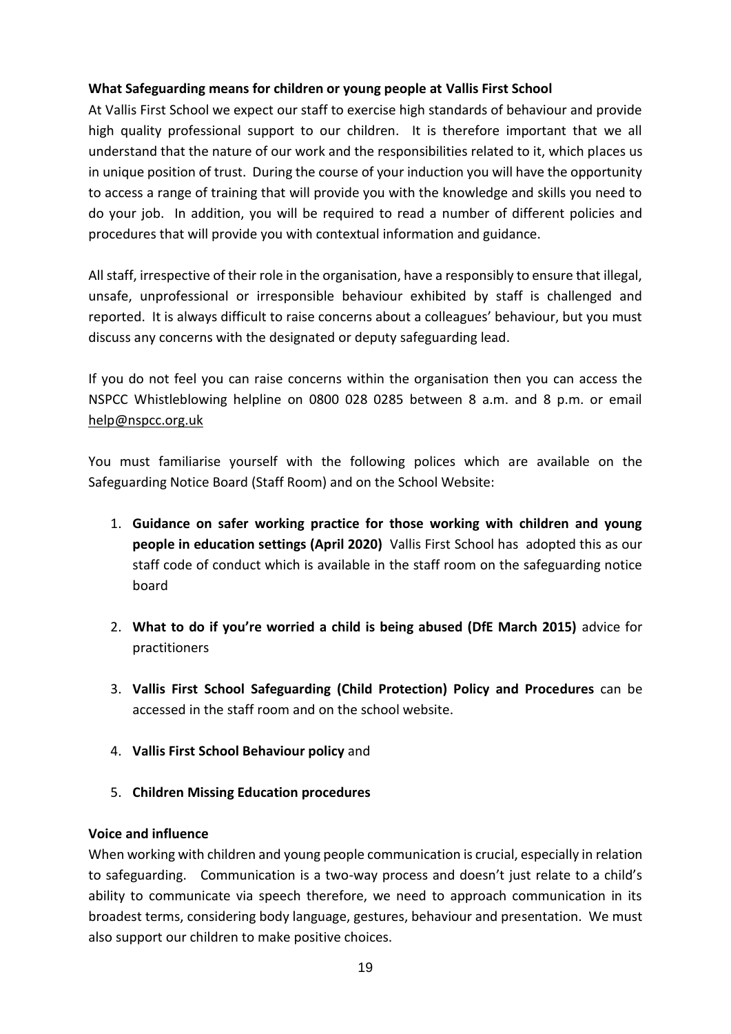**What Safeguarding means for children or young people at Vallis First School**

At Vallis First School we expect our staff to exercise high standards of behaviour and provide high quality professional support to our children. It is therefore important that we all understand that the nature of our work and the responsibilities related to it, which places us in unique position of trust. During the course of your induction you will have the opportunity to access a range of training that will provide you with the knowledge and skills you need to do your job. In addition, you will be required to read a number of different policies and procedures that will provide you with contextual information and guidance.

All staff, irrespective of their role in the organisation, have a responsibly to ensure that illegal, unsafe, unprofessional or irresponsible behaviour exhibited by staff is challenged and reported. It is always difficult to raise concerns about a colleagues' behaviour, but you must discuss any concerns with the designated or deputy safeguarding lead.

If you do not feel you can raise concerns within the organisation then you can access the NSPCC Whistleblowing helpline on 0800 028 0285 between 8 a.m. and 8 p.m. or email help@nspcc.org.uk

You must familiarise yourself with the following polices which are available on the Safeguarding Notice Board (Staff Room) and on the School Website:

1. **Guidance on safer working practice for those working with children and young people in education settings (April 2020)** Vallis First School has adopted this as our staff code of conduct which is available in the staff room on the safeguarding notice board

2. **What to do if you're worried a child is being abused (DfE March 2015)** advice for practitioners

3. **Vallis First School Safeguarding (Child Protection) Policy and Procedures** can be accessed in the staff room and on the school website.

4. **Vallis First School Behaviour policy** and

5. **Children Missing Education procedures**

**Voice and influence**

When working with children and young people communication is crucial, especially in relation to safeguarding. Communication is a two-way process and doesn't just relate to a child's ability to communicate via speech therefore, we need to approach communication in its broadest terms, considering body language, gestures, behaviour and presentation. We must also support our children to make positive choices.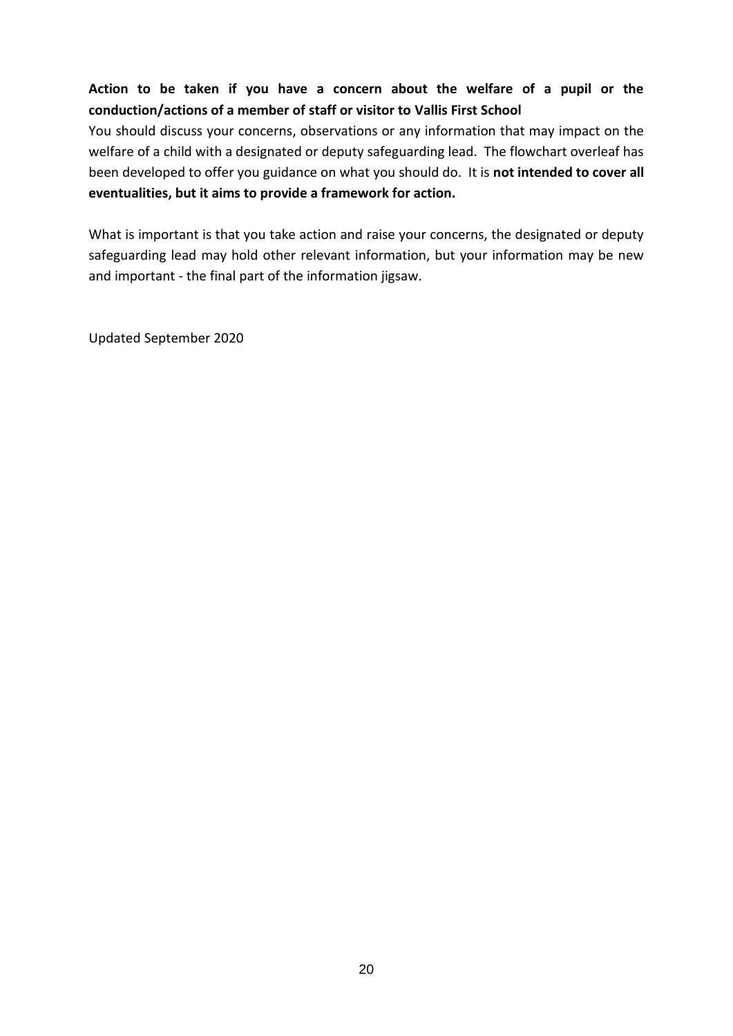**Action to be taken if you have a concern about the welfare of a pupil or the conduction/actions of a member of staff or visitor to Vallis First School**

You should discuss your concerns, observations or any information that may impact on the welfare of a child with a designated or deputy safeguarding lead. The flowchart overleaf has been developed to offer you guidance on what you should do. It is **not intended to cover all eventualities, but it aims to provide a framework for action.**

What is important is that you take action and raise your concerns, the designated or deputy safeguarding lead may hold other relevant information, but your information may be new and important - the final part of the information jigsaw.

Updated September 2020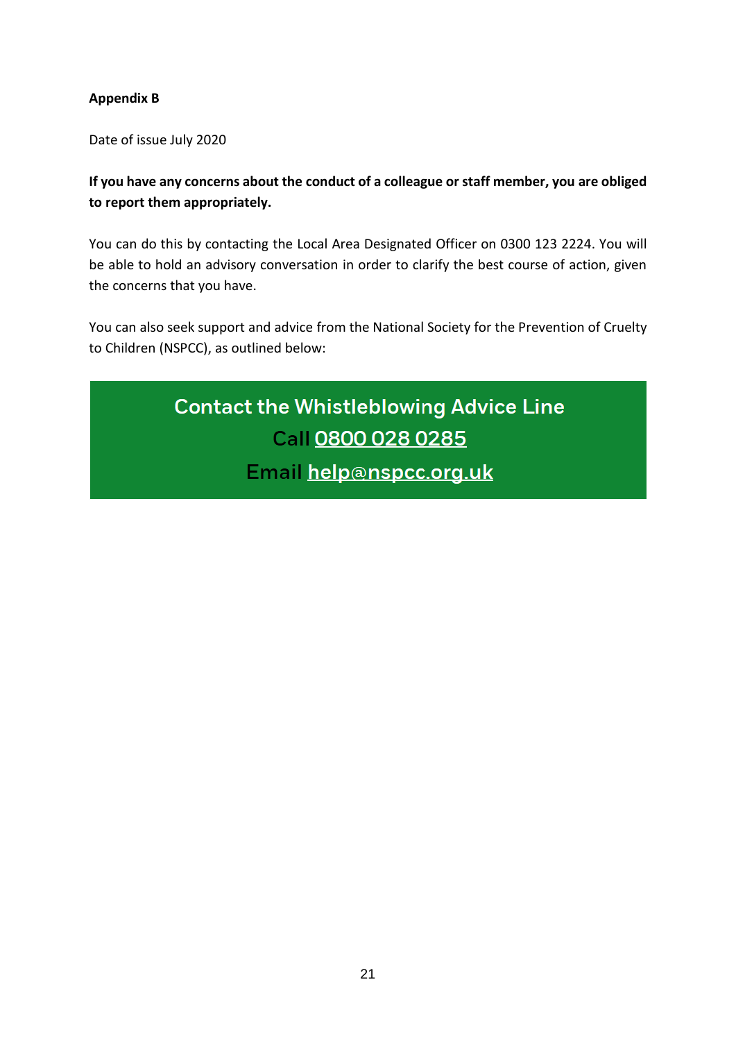**Appendix B**

Date of issue July 2020

**If you have any concerns about the conduct of a colleague or staff member, you are obliged to report them appropriately.**

You can do this by contacting the Local Area Designated Officer on 0300 123 2224. You will be able to hold an advisory conversation in order to clarify the best course of action, given the concerns that you have.

You can also seek support and advice from the National Society for the Prevention of Cruelty to Children (NSPCC), as outlined below:

Contact the Whistleblowing Advice Line

Call 0800 028 0285

Email help@nspcc.org.uk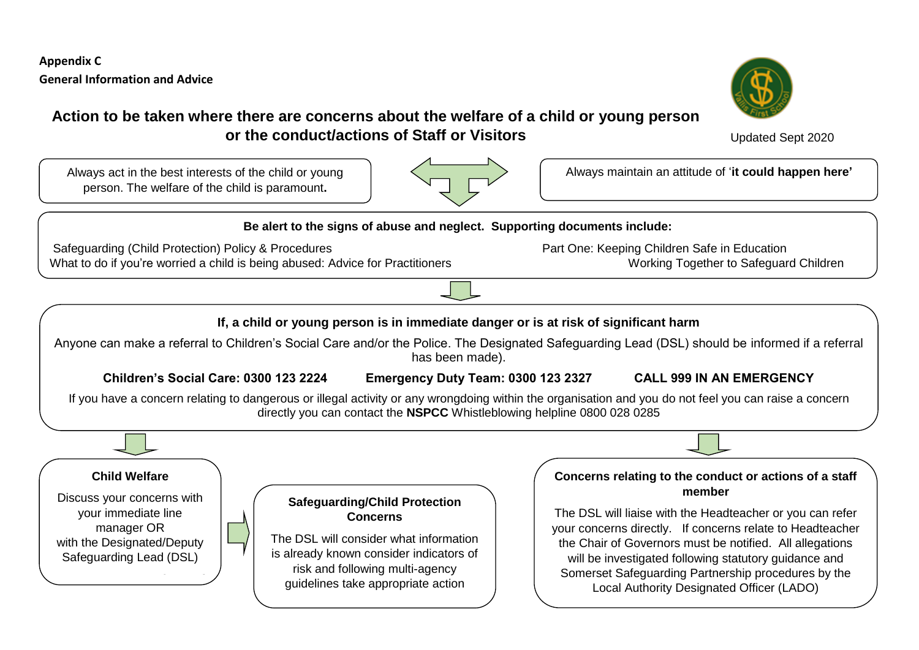**Appendix C**

**General Information and Advice**

## Action to be taken where there are concerns about the welfare of a child or young person or the conduct/actions of Staff or Visitors

Updated Sept 2020

Always act in the best interests of the child or young person. The welfare of the child is paramount**.**

Always maintain an attitude of '**it could happen here'**

**Be alert to the signs of abuse and neglect. Supporting documents include:**

- Safeguarding (Child Protection) Policy & Procedures
- What to do if you're worried a child is being abused: Advice for Practitioners
- Part One: Keeping Children Safe in Education
- Working Together to Safeguard Children

**If, a child or young person is in immediate danger or is at risk of significant harm**

Anyone can make a referral to Children's Social Care and/or the Police. The Designated Safeguarding Lead (DSL) should be informed if a referral has been made).

**Children's Social Care: 0300 123 2224** **Emergency Duty Team: 0300 123 2327** **CALL 999 IN AN EMERGENCY**

If you have a concern relating to dangerous or illegal activity or any wrongdoing within the organisation and you do not feel you can raise a concern directly you can contact the **NSPCC** Whistleblowing helpline 0800 028 0285

**Child Welfare**

Discuss your concerns with your immediate line manager OR with the Designated/Deputy Safeguarding Lead (DSL)

**Safeguarding/Child Protection Concerns**

The DSL will consider what information is already known consider indicators of risk and following multi-agency guidelines take appropriate action

**Concerns relating to the conduct or actions of a staff member**

The DSL will liaise with the Headteacher or you can refer your concerns directly. If concerns relate to Headteacher the Chair of Governors must be notified. All allegations will be investigated following statutory guidance and Somerset Safeguarding Partnership procedures by the Local Authority Designated Officer (LADO)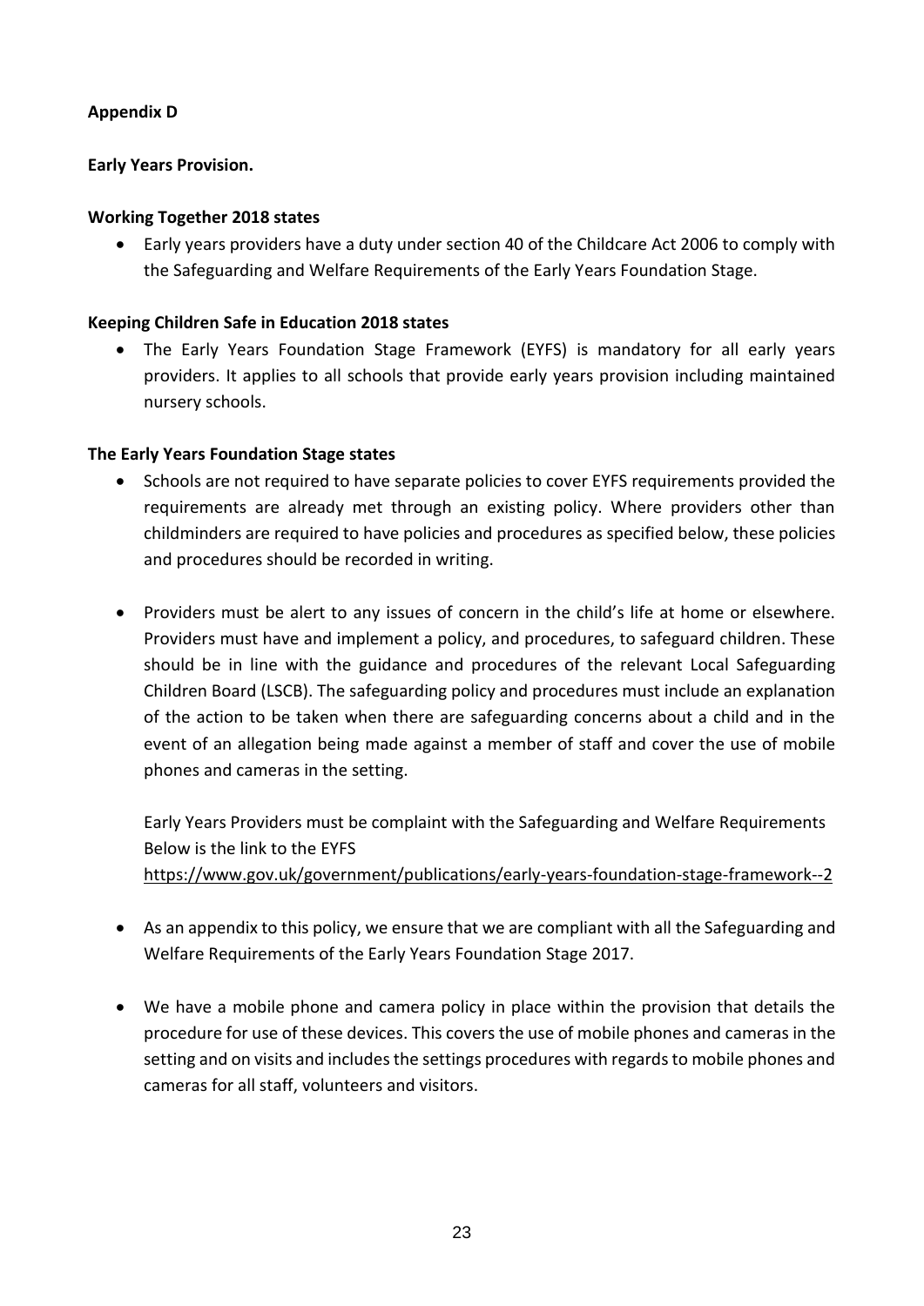**Appendix D**

**Early Years Provision.**

**Working Together 2018 states**

- Early years providers have a duty under section 40 of the Childcare Act 2006 to comply with the Safeguarding and Welfare Requirements of the Early Years Foundation Stage.

**Keeping Children Safe in Education 2018 states**

- The Early Years Foundation Stage Framework (EYFS) is mandatory for all early years providers. It applies to all schools that provide early years provision including maintained nursery schools.

**The Early Years Foundation Stage states**

- Schools are not required to have separate policies to cover EYFS requirements provided the requirements are already met through an existing policy. Where providers other than childminders are required to have policies and procedures as specified below, these policies and procedures should be recorded in writing.

- Providers must be alert to any issues of concern in the child's life at home or elsewhere. Providers must have and implement a policy, and procedures, to safeguard children. These should be in line with the guidance and procedures of the relevant Local Safeguarding Children Board (LSCB). The safeguarding policy and procedures must include an explanation of the action to be taken when there are safeguarding concerns about a child and in the event of an allegation being made against a member of staff and cover the use of mobile phones and cameras in the setting.

  Early Years Providers must be complaint with the Safeguarding and Welfare Requirements Below is the link to the EYFS
  https://www.gov.uk/government/publications/early-years-foundation-stage-framework--2

- As an appendix to this policy, we ensure that we are compliant with all the Safeguarding and Welfare Requirements of the Early Years Foundation Stage 2017.

- We have a mobile phone and camera policy in place within the provision that details the procedure for use of these devices. This covers the use of mobile phones and cameras in the setting and on visits and includes the settings procedures with regards to mobile phones and cameras for all staff, volunteers and visitors.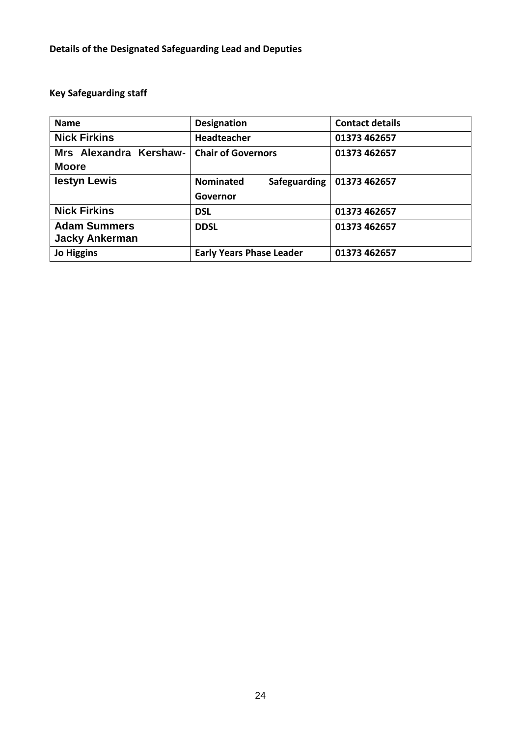**Details of the Designated Safeguarding Lead and Deputies**

**Key Safeguarding staff**

| Name | Designation | Contact details |
|---|---|---|
| Nick Firkins | Headteacher | 01373 462657 |
| Mrs Alexandra Kershaw-Moore | Chair of Governors | 01373 462657 |
| Iestyn Lewis | Nominated Safeguarding Governor | 01373 462657 |
| Nick Firkins | DSL | 01373 462657 |
| Adam Summers<br>Jacky Ankerman | DDSL | 01373 462657 |
| Jo Higgins | Early Years Phase Leader | 01373 462657 |